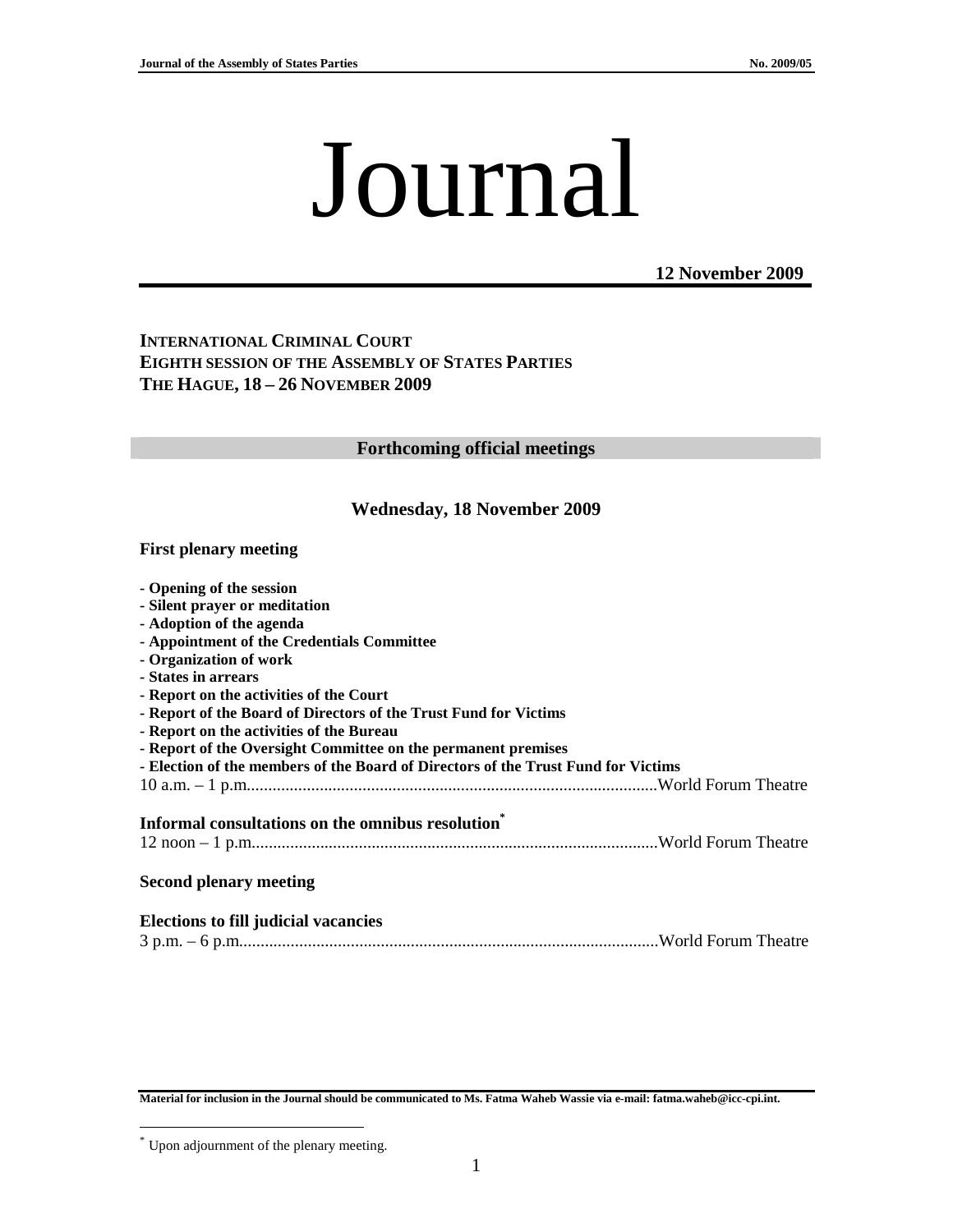# Journal

**12 November 2009**

**INTERNATIONAL CRIMINAL COURT**
**EIGHTH SESSION OF THE ASSEMBLY OF STATES PARTIES**
**THE HAGUE, 18 – 26 NOVEMBER 2009**

## Forthcoming official meetings

### Wednesday, 18 November 2009

**First plenary meeting**

- **Opening of the session**
- **Silent prayer or meditation**
- **Adoption of the agenda**
- **Appointment of the Credentials Committee**
- **Organization of work**
- **States in arrears**
- **Report on the activities of the Court**
- **Report of the Board of Directors of the Trust Fund for Victims**
- **Report on the activities of the Bureau**
- **Report of the Oversight Committee on the permanent premises**
- **Election of the members of the Board of Directors of the Trust Fund for Victims**

10 a.m. – 1 p.m................................................................................................World Forum Theatre

**Informal consultations on the omnibus resolution**[*]

12 noon – 1 p.m..............................................................................................World Forum Theatre

**Second plenary meeting**

**Elections to fill judicial vacancies**

3 p.m. – 6 p.m..................................................................................................World Forum Theatre

**Material for inclusion in the Journal should be communicated to Ms. Fatma Waheb Wassie via e-mail: fatma.waheb@icc-cpi.int.**

[*] Upon adjournment of the plenary meeting.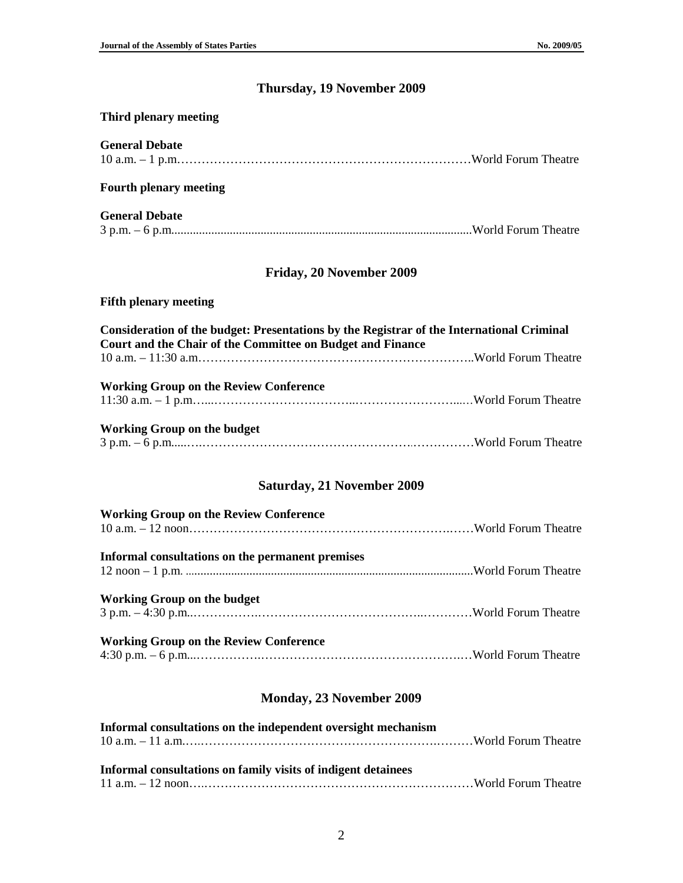## Thursday, 19 November 2009

**Third plenary meeting**

**General Debate**
10 a.m. – 1 p.m.……………………………………………………………World Forum Theatre

**Fourth plenary meeting**

**General Debate**
3 p.m. – 6 p.m.................................................................................................World Forum Theatre

## Friday, 20 November 2009

**Fifth plenary meeting**

**Consideration of the budget: Presentations by the Registrar of the International Criminal Court and the Chair of the Committee on Budget and Finance**
10 a.m. – 11:30 a.m…………………………………………………………..World Forum Theatre

**Working Group on the Review Conference**
11:30 a.m. – 1 p.m…...……………………………..………………………...…World Forum Theatre

**Working Group on the budget**
3 p.m. – 6 p.m.....….……………………………………………..……………World Forum Theatre

## Saturday, 21 November 2009

**Working Group on the Review Conference**
10 a.m. – 12 noon……………………………………………………….……World Forum Theatre

**Informal consultations on the permanent premises**
12 noon – 1 p.m. .............................................................................................World Forum Theatre

**Working Group on the budget**
3 p.m. – 4:30 p.m..……………….……………………………………..…………World Forum Theatre

**Working Group on the Review Conference**
4:30 p.m. – 6 p.m...……………….…………………………………………….…World Forum Theatre

## Monday, 23 November 2009

**Informal consultations on the independent oversight mechanism**
10 a.m. – 11 a.m..….…………………………………………………….………World Forum Theatre

**Informal consultations on family visits of indigent detainees**
11 a.m. – 12 noon….…………………………………………………….……World Forum Theatre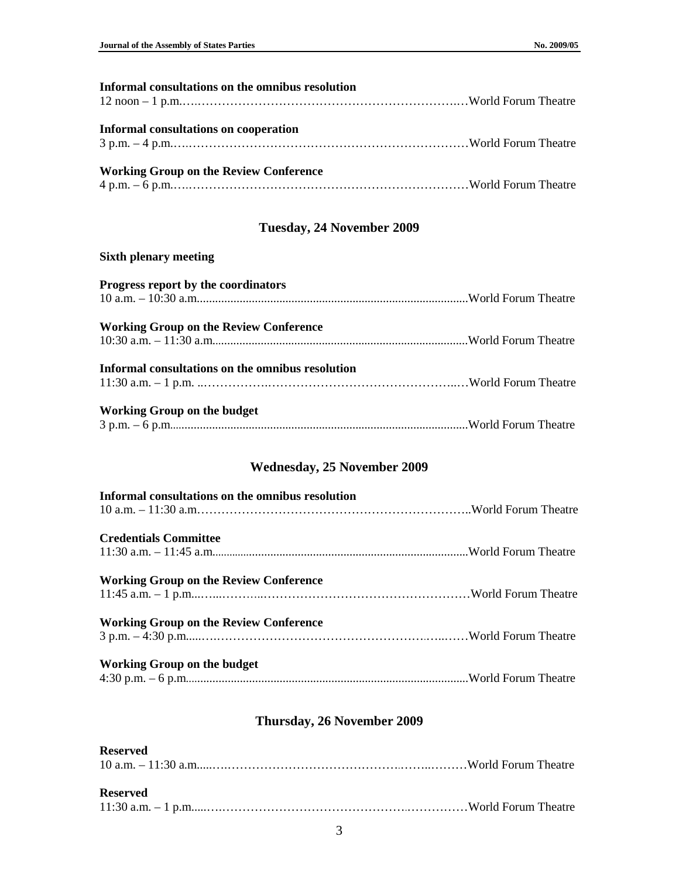**Informal consultations on the omnibus resolution**
12 noon – 1 p.m. … World Forum Theatre

**Informal consultations on cooperation**
3 p.m. – 4 p.m. … World Forum Theatre

**Working Group on the Review Conference**
4 p.m. – 6 p.m. … World Forum Theatre

## Tuesday, 24 November 2009

**Sixth plenary meeting**

**Progress report by the coordinators**
10 a.m. – 10:30 a.m. … World Forum Theatre

**Working Group on the Review Conference**
10:30 a.m. – 11:30 a.m. … World Forum Theatre

**Informal consultations on the omnibus resolution**
11:30 a.m. – 1 p.m. … World Forum Theatre

**Working Group on the budget**
3 p.m. – 6 p.m. … World Forum Theatre

## Wednesday, 25 November 2009

**Informal consultations on the omnibus resolution**
10 a.m. – 11:30 a.m. … World Forum Theatre

**Credentials Committee**
11:30 a.m. – 11:45 a.m. … World Forum Theatre

**Working Group on the Review Conference**
11:45 a.m. – 1 p.m. … World Forum Theatre

**Working Group on the Review Conference**
3 p.m. – 4:30 p.m. … World Forum Theatre

**Working Group on the budget**
4:30 p.m. – 6 p.m. … World Forum Theatre

## Thursday, 26 November 2009

**Reserved**
10 a.m. – 11:30 a.m. … World Forum Theatre

**Reserved**
11:30 a.m. – 1 p.m. … World Forum Theatre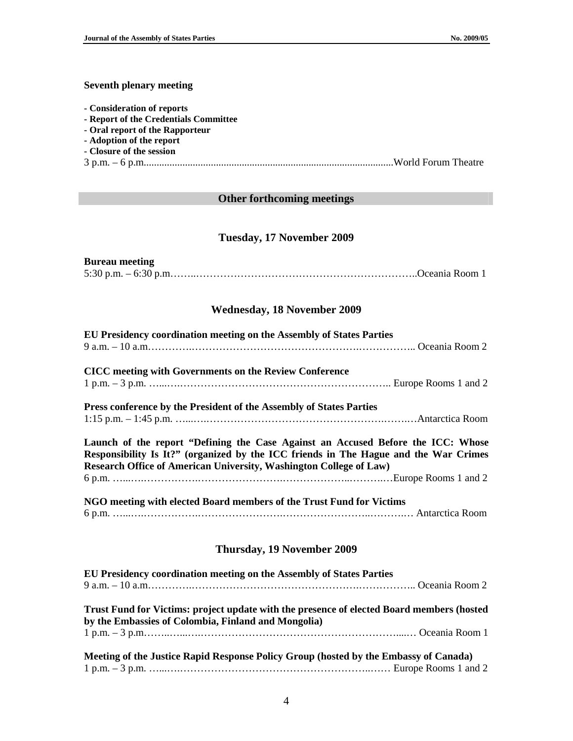**Seventh plenary meeting**

- **Consideration of reports**
- **Report of the Credentials Committee**
- **Oral report of the Rapporteur**
- **Adoption of the report**
- **Closure of the session**

3 p.m. – 6 p.m. ............................................................................................... World Forum Theatre

## Other forthcoming meetings

### Tuesday, 17 November 2009

**Bureau meeting**
5:30 p.m. – 6:30 p.m. …….………………………………………………………..Oceania Room 1

### Wednesday, 18 November 2009

**EU Presidency coordination meeting on the Assembly of States Parties**
9 a.m. – 10 a.m. ………….………………………………………….…………….. Oceania Room 2

**CICC meeting with Governments on the Review Conference**
1 p.m. – 3 p.m. …...…..……………………………………………………….. Europe Rooms 1 and 2

**Press conference by the President of the Assembly of States Parties**
1:15 p.m. – 1:45 p.m. …...….…………………………………………….……..…Antarctica Room

**Launch of the report "Defining the Case Against an Accused Before the ICC: Whose Responsibility Is It?" (organized by the ICC friends in The Hague and the War Crimes Research Office of American University, Washington College of Law)**
6 p.m. …...….…………….…………………….………………..……….…Europe Rooms 1 and 2

**NGO meeting with elected Board members of the Trust Fund for Victims**
6 p.m. …...….…………….…………………….…………………..……….… Antarctica Room

### Thursday, 19 November 2009

**EU Presidency coordination meeting on the Assembly of States Parties**
9 a.m. – 10 a.m. ………….………………………………………….…………….. Oceania Room 2

**Trust Fund for Victims: project update with the presence of elected Board members (hosted by the Embassies of Colombia, Finland and Mongolia)**
1 p.m. – 3 p.m. ……..…...….……………………………………………………...… Oceania Room 1

**Meeting of the Justice Rapid Response Policy Group (hosted by the Embassy of Canada)**
1 p.m. – 3 p.m. …...….………………………………………………..…… Europe Rooms 1 and 2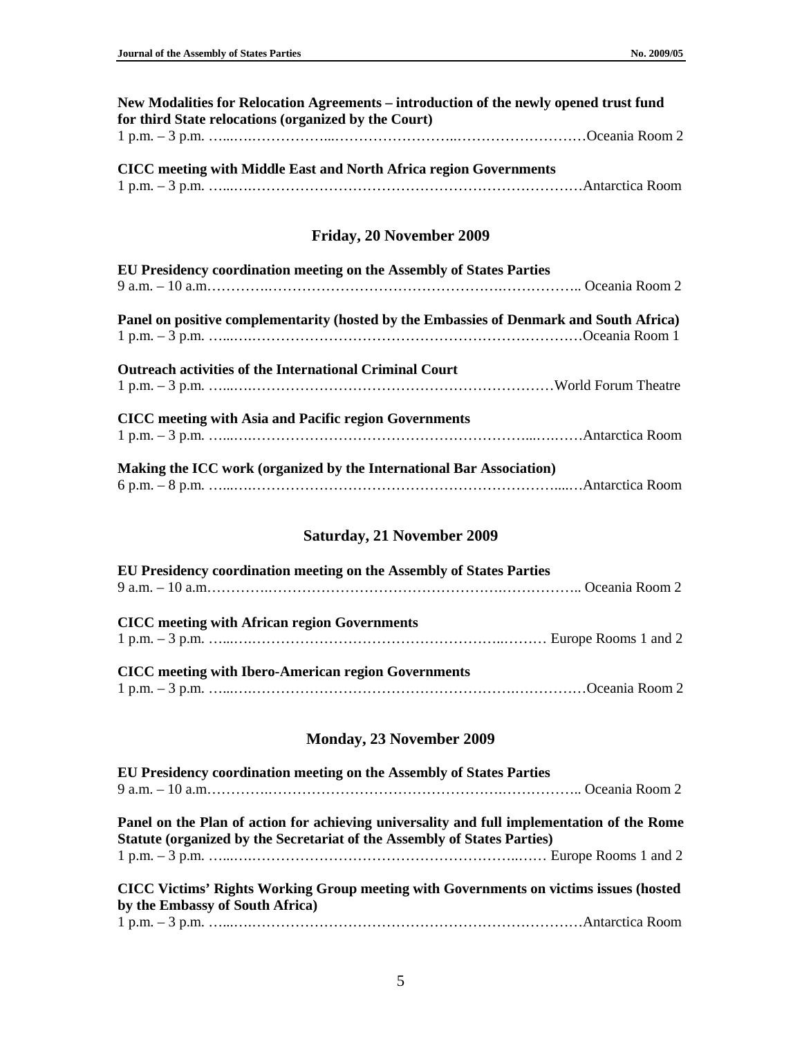**New Modalities for Relocation Agreements – introduction of the newly opened trust fund for third State relocations (organized by the Court)**
1 p.m. – 3 p.m. ……………………………………………………………………Oceania Room 2

**CICC meeting with Middle East and North Africa region Governments**
1 p.m. – 3 p.m. ……………………………………………………………………Antarctica Room

## Friday, 20 November 2009

**EU Presidency coordination meeting on the Assembly of States Parties**
9 a.m. – 10 a.m……………………………………………………………………….. Oceania Room 2

**Panel on positive complementarity (hosted by the Embassies of Denmark and South Africa)**
1 p.m. – 3 p.m. ……………………………………………………………………Oceania Room 1

**Outreach activities of the International Criminal Court**
1 p.m. – 3 p.m. ……………………………………………………………………World Forum Theatre

**CICC meeting with Asia and Pacific region Governments**
1 p.m. – 3 p.m. ……………………………………………………………………Antarctica Room

**Making the ICC work (organized by the International Bar Association)**
6 p.m. – 8 p.m. ……………………………………………………………………Antarctica Room

## Saturday, 21 November 2009

**EU Presidency coordination meeting on the Assembly of States Parties**
9 a.m. – 10 a.m……………………………………………………………………….. Oceania Room 2

**CICC meeting with African region Governments**
1 p.m. – 3 p.m. …………………………………………………………………… Europe Rooms 1 and 2

**CICC meeting with Ibero-American region Governments**
1 p.m. – 3 p.m. ……………………………………………………………………Oceania Room 2

## Monday, 23 November 2009

**EU Presidency coordination meeting on the Assembly of States Parties**
9 a.m. – 10 a.m……………………………………………………………………….. Oceania Room 2

**Panel on the Plan of action for achieving universality and full implementation of the Rome Statute (organized by the Secretariat of the Assembly of States Parties)**
1 p.m. – 3 p.m. …………………………………………………………………… Europe Rooms 1 and 2

**CICC Victims' Rights Working Group meeting with Governments on victims issues (hosted by the Embassy of South Africa)**
1 p.m. – 3 p.m. ……………………………………………………………………Antarctica Room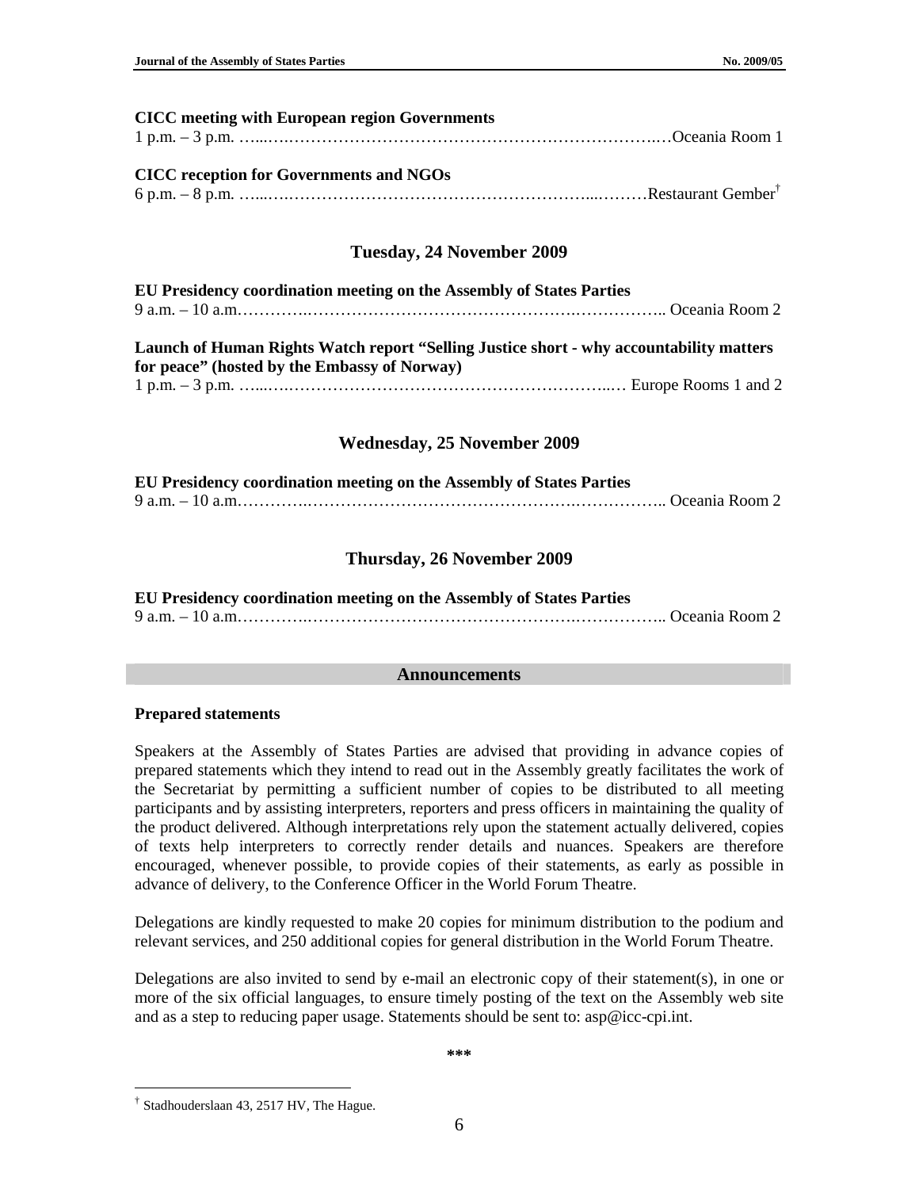**CICC meeting with European region Governments**

1 p.m. – 3 p.m. ……………………………………………………………………Oceania Room 1

**CICC reception for Governments and NGOs**

6 p.m. – 8 p.m. ……………………………………………………………Restaurant Gember[†]

## Tuesday, 24 November 2009

**EU Presidency coordination meeting on the Assembly of States Parties**

9 a.m. – 10 a.m.…………………………………………………………………. Oceania Room 2

**Launch of Human Rights Watch report "Selling Justice short - why accountability matters for peace" (hosted by the Embassy of Norway)**

1 p.m. – 3 p.m. ………………………………………………………………… Europe Rooms 1 and 2

## Wednesday, 25 November 2009

**EU Presidency coordination meeting on the Assembly of States Parties**

9 a.m. – 10 a.m.…………………………………………………………………. Oceania Room 2

## Thursday, 26 November 2009

**EU Presidency coordination meeting on the Assembly of States Parties**

9 a.m. – 10 a.m.…………………………………………………………………. Oceania Room 2

## Announcements

**Prepared statements**

Speakers at the Assembly of States Parties are advised that providing in advance copies of prepared statements which they intend to read out in the Assembly greatly facilitates the work of the Secretariat by permitting a sufficient number of copies to be distributed to all meeting participants and by assisting interpreters, reporters and press officers in maintaining the quality of the product delivered. Although interpretations rely upon the statement actually delivered, copies of texts help interpreters to correctly render details and nuances. Speakers are therefore encouraged, whenever possible, to provide copies of their statements, as early as possible in advance of delivery, to the Conference Officer in the World Forum Theatre.

Delegations are kindly requested to make 20 copies for minimum distribution to the podium and relevant services, and 250 additional copies for general distribution in the World Forum Theatre.

Delegations are also invited to send by e-mail an electronic copy of their statement(s), in one or more of the six official languages, to ensure timely posting of the text on the Assembly web site and as a step to reducing paper usage. Statements should be sent to: asp@icc-cpi.int.

***

[†] Stadhouderslaan 43, 2517 HV, The Hague.